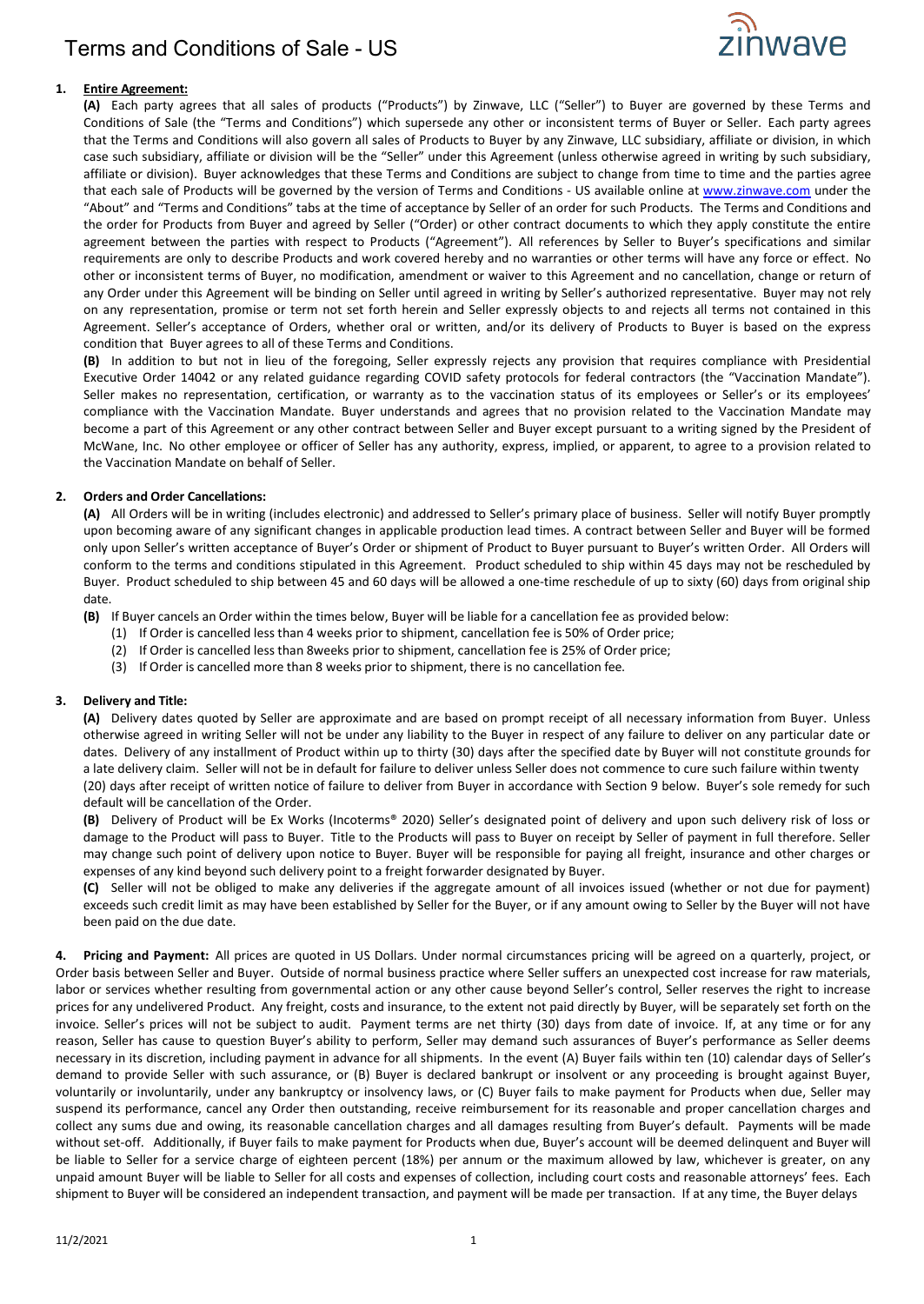# Terms and Conditions of Sale - US

**1. Entire Agreement:**

**(A)** Each party agrees that all sales of products ("Products") by Zinwave, LLC ("Seller") to Buyer are governed by these Terms and Conditions of Sale (the "Terms and Conditions") which supersede any other or inconsistent terms of Buyer or Seller. Each party agrees that the Terms and Conditions will also govern all sales of Products to Buyer by any Zinwave, LLC subsidiary, affiliate or division, in which case such subsidiary, affiliate or division will be the "Seller" under this Agreement (unless otherwise agreed in writing by such subsidiary, affiliate or division). Buyer acknowledges that these Terms and Conditions are subject to change from time to time and the parties agree that each sale of Products will be governed by the version of Terms and Conditions - US available online at www.zinwave.com under the "About" and "Terms and Conditions" tabs at the time of acceptance by Seller of an order for such Products. The Terms and Conditions and the order for Products from Buyer and agreed by Seller ("Order) or other contract documents to which they apply constitute the entire agreement between the parties with respect to Products ("Agreement"). All references by Seller to Buyer's specifications and similar requirements are only to describe Products and work covered hereby and no warranties or other terms will have any force or effect. No other or inconsistent terms of Buyer, no modification, amendment or waiver to this Agreement and no cancellation, change or return of any Order under this Agreement will be binding on Seller until agreed in writing by Seller's authorized representative. Buyer may not rely on any representation, promise or term not set forth herein and Seller expressly objects to and rejects all terms not contained in this Agreement. Seller's acceptance of Orders, whether oral or written, and/or its delivery of Products to Buyer is based on the express condition that Buyer agrees to all of these Terms and Conditions.

**(B)** In addition to but not in lieu of the foregoing, Seller expressly rejects any provision that requires compliance with Presidential Executive Order 14042 or any related guidance regarding COVID safety protocols for federal contractors (the "Vaccination Mandate"). Seller makes no representation, certification, or warranty as to the vaccination status of its employees or Seller's or its employees' compliance with the Vaccination Mandate. Buyer understands and agrees that no provision related to the Vaccination Mandate may become a part of this Agreement or any other contract between Seller and Buyer except pursuant to a writing signed by the President of McWane, Inc. No other employee or officer of Seller has any authority, express, implied, or apparent, to agree to a provision related to the Vaccination Mandate on behalf of Seller.

**2. Orders and Order Cancellations:**

**(A)** All Orders will be in writing (includes electronic) and addressed to Seller's primary place of business. Seller will notify Buyer promptly upon becoming aware of any significant changes in applicable production lead times. A contract between Seller and Buyer will be formed only upon Seller's written acceptance of Buyer's Order or shipment of Product to Buyer pursuant to Buyer's written Order. All Orders will conform to the terms and conditions stipulated in this Agreement. Product scheduled to ship within 45 days may not be rescheduled by Buyer. Product scheduled to ship between 45 and 60 days will be allowed a one-time reschedule of up to sixty (60) days from original ship date.

**(B)** If Buyer cancels an Order within the times below, Buyer will be liable for a cancellation fee as provided below:

(1) If Order is cancelled less than 4 weeks prior to shipment, cancellation fee is 50% of Order price;
(2) If Order is cancelled less than 8weeks prior to shipment, cancellation fee is 25% of Order price;
(3) If Order is cancelled more than 8 weeks prior to shipment, there is no cancellation fee.

**3. Delivery and Title:**

**(A)** Delivery dates quoted by Seller are approximate and are based on prompt receipt of all necessary information from Buyer. Unless otherwise agreed in writing Seller will not be under any liability to the Buyer in respect of any failure to deliver on any particular date or dates. Delivery of any installment of Product within up to thirty (30) days after the specified date by Buyer will not constitute grounds for a late delivery claim. Seller will not be in default for failure to deliver unless Seller does not commence to cure such failure within twenty (20) days after receipt of written notice of failure to deliver from Buyer in accordance with Section 9 below. Buyer's sole remedy for such default will be cancellation of the Order.

**(B)** Delivery of Product will be Ex Works (Incoterms® 2020) Seller's designated point of delivery and upon such delivery risk of loss or damage to the Product will pass to Buyer. Title to the Products will pass to Buyer on receipt by Seller of payment in full therefore. Seller may change such point of delivery upon notice to Buyer. Buyer will be responsible for paying all freight, insurance and other charges or expenses of any kind beyond such delivery point to a freight forwarder designated by Buyer.

**(C)** Seller will not be obliged to make any deliveries if the aggregate amount of all invoices issued (whether or not due for payment) exceeds such credit limit as may have been established by Seller for the Buyer, or if any amount owing to Seller by the Buyer will not have been paid on the due date.

**4. Pricing and Payment:** All prices are quoted in US Dollars. Under normal circumstances pricing will be agreed on a quarterly, project, or Order basis between Seller and Buyer. Outside of normal business practice where Seller suffers an unexpected cost increase for raw materials, labor or services whether resulting from governmental action or any other cause beyond Seller's control, Seller reserves the right to increase prices for any undelivered Product. Any freight, costs and insurance, to the extent not paid directly by Buyer, will be separately set forth on the invoice. Seller's prices will not be subject to audit. Payment terms are net thirty (30) days from date of invoice. If, at any time or for any reason, Seller has cause to question Buyer's ability to perform, Seller may demand such assurances of Buyer's performance as Seller deems necessary in its discretion, including payment in advance for all shipments. In the event (A) Buyer fails within ten (10) calendar days of Seller's demand to provide Seller with such assurance, or (B) Buyer is declared bankrupt or insolvent or any proceeding is brought against Buyer, voluntarily or involuntarily, under any bankruptcy or insolvency laws, or (C) Buyer fails to make payment for Products when due, Seller may suspend its performance, cancel any Order then outstanding, receive reimbursement for its reasonable and proper cancellation charges and collect any sums due and owing, its reasonable cancellation charges and all damages resulting from Buyer's default. Payments will be made without set-off. Additionally, if Buyer fails to make payment for Products when due, Buyer's account will be deemed delinquent and Buyer will be liable to Seller for a service charge of eighteen percent (18%) per annum or the maximum allowed by law, whichever is greater, on any unpaid amount Buyer will be liable to Seller for all costs and expenses of collection, including court costs and reasonable attorneys' fees. Each shipment to Buyer will be considered an independent transaction, and payment will be made per transaction. If at any time, the Buyer delays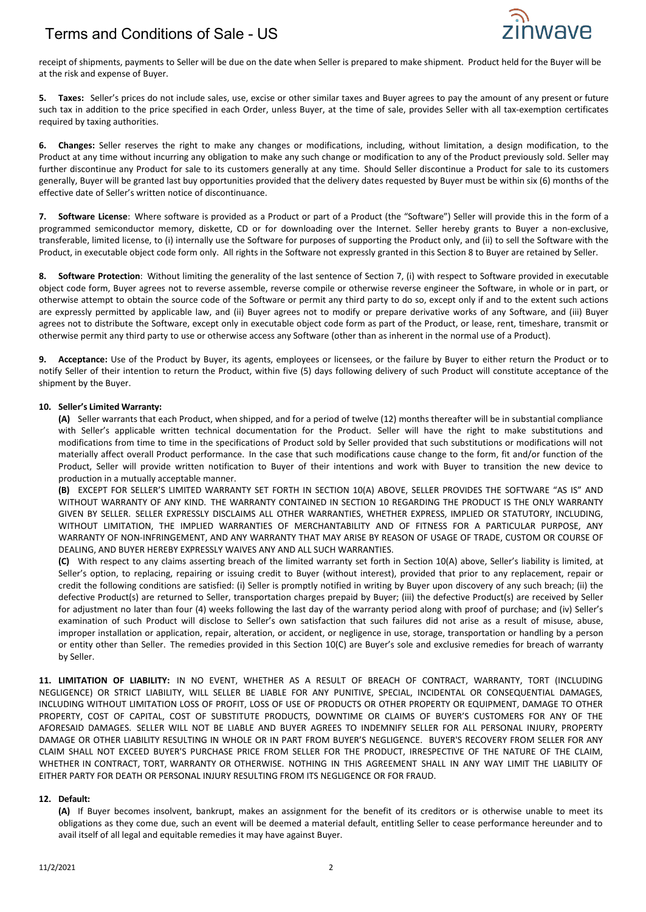receipt of shipments, payments to Seller will be due on the date when Seller is prepared to make shipment. Product held for the Buyer will be at the risk and expense of Buyer.

**5. Taxes:** Seller's prices do not include sales, use, excise or other similar taxes and Buyer agrees to pay the amount of any present or future such tax in addition to the price specified in each Order, unless Buyer, at the time of sale, provides Seller with all tax-exemption certificates required by taxing authorities.

**6. Changes:** Seller reserves the right to make any changes or modifications, including, without limitation, a design modification, to the Product at any time without incurring any obligation to make any such change or modification to any of the Product previously sold. Seller may further discontinue any Product for sale to its customers generally at any time. Should Seller discontinue a Product for sale to its customers generally, Buyer will be granted last buy opportunities provided that the delivery dates requested by Buyer must be within six (6) months of the effective date of Seller's written notice of discontinuance.

**7. Software License**: Where software is provided as a Product or part of a Product (the "Software") Seller will provide this in the form of a programmed semiconductor memory, diskette, CD or for downloading over the Internet. Seller hereby grants to Buyer a non-exclusive, transferable, limited license, to (i) internally use the Software for purposes of supporting the Product only, and (ii) to sell the Software with the Product, in executable object code form only. All rights in the Software not expressly granted in this Section 8 to Buyer are retained by Seller.

**8. Software Protection**: Without limiting the generality of the last sentence of Section 7, (i) with respect to Software provided in executable object code form, Buyer agrees not to reverse assemble, reverse compile or otherwise reverse engineer the Software, in whole or in part, or otherwise attempt to obtain the source code of the Software or permit any third party to do so, except only if and to the extent such actions are expressly permitted by applicable law, and (ii) Buyer agrees not to modify or prepare derivative works of any Software, and (iii) Buyer agrees not to distribute the Software, except only in executable object code form as part of the Product, or lease, rent, timeshare, transmit or otherwise permit any third party to use or otherwise access any Software (other than as inherent in the normal use of a Product).

**9. Acceptance:** Use of the Product by Buyer, its agents, employees or licensees, or the failure by Buyer to either return the Product or to notify Seller of their intention to return the Product, within five (5) days following delivery of such Product will constitute acceptance of the shipment by the Buyer.

**10. Seller's Limited Warranty:**

**(A)** Seller warrants that each Product, when shipped, and for a period of twelve (12) months thereafter will be in substantial compliance with Seller's applicable written technical documentation for the Product. Seller will have the right to make substitutions and modifications from time to time in the specifications of Product sold by Seller provided that such substitutions or modifications will not materially affect overall Product performance. In the case that such modifications cause change to the form, fit and/or function of the Product, Seller will provide written notification to Buyer of their intentions and work with Buyer to transition the new device to production in a mutually acceptable manner.

**(B)** EXCEPT FOR SELLER'S LIMITED WARRANTY SET FORTH IN SECTION 10(A) ABOVE, SELLER PROVIDES THE SOFTWARE "AS IS" AND WITHOUT WARRANTY OF ANY KIND. THE WARRANTY CONTAINED IN SECTION 10 REGARDING THE PRODUCT IS THE ONLY WARRANTY GIVEN BY SELLER. SELLER EXPRESSLY DISCLAIMS ALL OTHER WARRANTIES, WHETHER EXPRESS, IMPLIED OR STATUTORY, INCLUDING, WITHOUT LIMITATION, THE IMPLIED WARRANTIES OF MERCHANTABILITY AND OF FITNESS FOR A PARTICULAR PURPOSE, ANY WARRANTY OF NON-INFRINGEMENT, AND ANY WARRANTY THAT MAY ARISE BY REASON OF USAGE OF TRADE, CUSTOM OR COURSE OF DEALING, AND BUYER HEREBY EXPRESSLY WAIVES ANY AND ALL SUCH WARRANTIES.

**(C)** With respect to any claims asserting breach of the limited warranty set forth in Section 10(A) above, Seller's liability is limited, at Seller's option, to replacing, repairing or issuing credit to Buyer (without interest), provided that prior to any replacement, repair or credit the following conditions are satisfied: (i) Seller is promptly notified in writing by Buyer upon discovery of any such breach; (ii) the defective Product(s) are returned to Seller, transportation charges prepaid by Buyer; (iii) the defective Product(s) are received by Seller for adjustment no later than four (4) weeks following the last day of the warranty period along with proof of purchase; and (iv) Seller's examination of such Product will disclose to Seller's own satisfaction that such failures did not arise as a result of misuse, abuse, improper installation or application, repair, alteration, or accident, or negligence in use, storage, transportation or handling by a person or entity other than Seller. The remedies provided in this Section 10(C) are Buyer's sole and exclusive remedies for breach of warranty by Seller.

**11. LIMITATION OF LIABILITY:** IN NO EVENT, WHETHER AS A RESULT OF BREACH OF CONTRACT, WARRANTY, TORT (INCLUDING NEGLIGENCE) OR STRICT LIABILITY, WILL SELLER BE LIABLE FOR ANY PUNITIVE, SPECIAL, INCIDENTAL OR CONSEQUENTIAL DAMAGES, INCLUDING WITHOUT LIMITATION LOSS OF PROFIT, LOSS OF USE OF PRODUCTS OR OTHER PROPERTY OR EQUIPMENT, DAMAGE TO OTHER PROPERTY, COST OF CAPITAL, COST OF SUBSTITUTE PRODUCTS, DOWNTIME OR CLAIMS OF BUYER'S CUSTOMERS FOR ANY OF THE AFORESAID DAMAGES. SELLER WILL NOT BE LIABLE AND BUYER AGREES TO INDEMNIFY SELLER FOR ALL PERSONAL INJURY, PROPERTY DAMAGE OR OTHER LIABILITY RESULTING IN WHOLE OR IN PART FROM BUYER'S NEGLIGENCE. BUYER'S RECOVERY FROM SELLER FOR ANY CLAIM SHALL NOT EXCEED BUYER'S PURCHASE PRICE FROM SELLER FOR THE PRODUCT, IRRESPECTIVE OF THE NATURE OF THE CLAIM, WHETHER IN CONTRACT, TORT, WARRANTY OR OTHERWISE. NOTHING IN THIS AGREEMENT SHALL IN ANY WAY LIMIT THE LIABILITY OF EITHER PARTY FOR DEATH OR PERSONAL INJURY RESULTING FROM ITS NEGLIGENCE OR FOR FRAUD.

**12. Default:**

**(A)** If Buyer becomes insolvent, bankrupt, makes an assignment for the benefit of its creditors or is otherwise unable to meet its obligations as they come due, such an event will be deemed a material default, entitling Seller to cease performance hereunder and to avail itself of all legal and equitable remedies it may have against Buyer.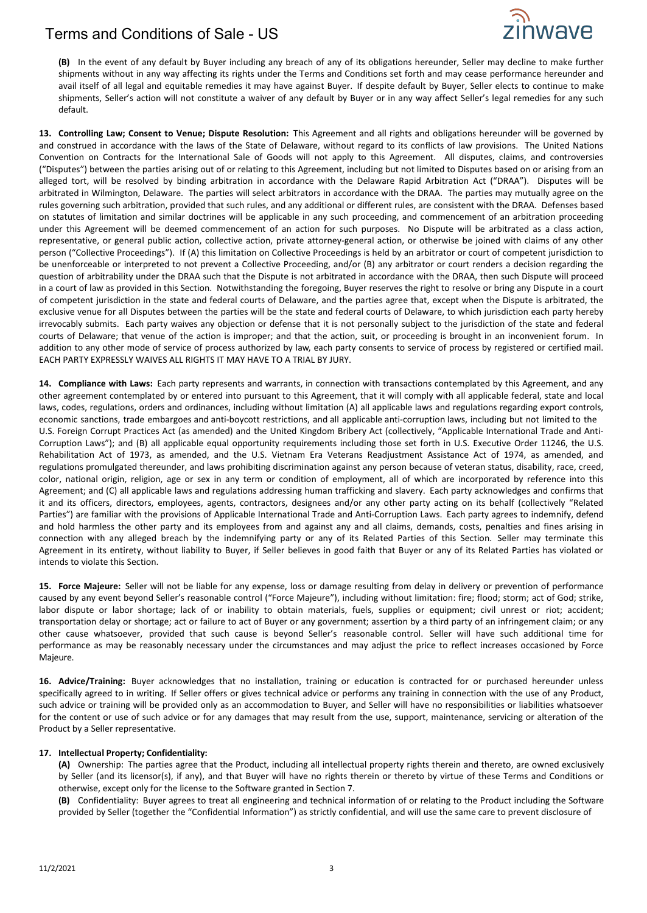**(B)** In the event of any default by Buyer including any breach of any of its obligations hereunder, Seller may decline to make further shipments without in any way affecting its rights under the Terms and Conditions set forth and may cease performance hereunder and avail itself of all legal and equitable remedies it may have against Buyer. If despite default by Buyer, Seller elects to continue to make shipments, Seller's action will not constitute a waiver of any default by Buyer or in any way affect Seller's legal remedies for any such default.

**13. Controlling Law; Consent to Venue; Dispute Resolution:** This Agreement and all rights and obligations hereunder will be governed by and construed in accordance with the laws of the State of Delaware, without regard to its conflicts of law provisions. The United Nations Convention on Contracts for the International Sale of Goods will not apply to this Agreement. All disputes, claims, and controversies ("Disputes") between the parties arising out of or relating to this Agreement, including but not limited to Disputes based on or arising from an alleged tort, will be resolved by binding arbitration in accordance with the Delaware Rapid Arbitration Act ("DRAA"). Disputes will be arbitrated in Wilmington, Delaware. The parties will select arbitrators in accordance with the DRAA. The parties may mutually agree on the rules governing such arbitration, provided that such rules, and any additional or different rules, are consistent with the DRAA. Defenses based on statutes of limitation and similar doctrines will be applicable in any such proceeding, and commencement of an arbitration proceeding under this Agreement will be deemed commencement of an action for such purposes. No Dispute will be arbitrated as a class action, representative, or general public action, collective action, private attorney-general action, or otherwise be joined with claims of any other person ("Collective Proceedings"). If (A) this limitation on Collective Proceedings is held by an arbitrator or court of competent jurisdiction to be unenforceable or interpreted to not prevent a Collective Proceeding, and/or (B) any arbitrator or court renders a decision regarding the question of arbitrability under the DRAA such that the Dispute is not arbitrated in accordance with the DRAA, then such Dispute will proceed in a court of law as provided in this Section. Notwithstanding the foregoing, Buyer reserves the right to resolve or bring any Dispute in a court of competent jurisdiction in the state and federal courts of Delaware, and the parties agree that, except when the Dispute is arbitrated, the exclusive venue for all Disputes between the parties will be the state and federal courts of Delaware, to which jurisdiction each party hereby irrevocably submits. Each party waives any objection or defense that it is not personally subject to the jurisdiction of the state and federal courts of Delaware; that venue of the action is improper; and that the action, suit, or proceeding is brought in an inconvenient forum. In addition to any other mode of service of process authorized by law, each party consents to service of process by registered or certified mail. EACH PARTY EXPRESSLY WAIVES ALL RIGHTS IT MAY HAVE TO A TRIAL BY JURY.

**14. Compliance with Laws:** Each party represents and warrants, in connection with transactions contemplated by this Agreement, and any other agreement contemplated by or entered into pursuant to this Agreement, that it will comply with all applicable federal, state and local laws, codes, regulations, orders and ordinances, including without limitation (A) all applicable laws and regulations regarding export controls, economic sanctions, trade embargoes and anti-boycott restrictions, and all applicable anti-corruption laws, including but not limited to the U.S. Foreign Corrupt Practices Act (as amended) and the United Kingdom Bribery Act (collectively, "Applicable International Trade and Anti-Corruption Laws"); and (B) all applicable equal opportunity requirements including those set forth in U.S. Executive Order 11246, the U.S. Rehabilitation Act of 1973, as amended, and the U.S. Vietnam Era Veterans Readjustment Assistance Act of 1974, as amended, and regulations promulgated thereunder, and laws prohibiting discrimination against any person because of veteran status, disability, race, creed, color, national origin, religion, age or sex in any term or condition of employment, all of which are incorporated by reference into this Agreement; and (C) all applicable laws and regulations addressing human trafficking and slavery. Each party acknowledges and confirms that it and its officers, directors, employees, agents, contractors, designees and/or any other party acting on its behalf (collectively "Related Parties") are familiar with the provisions of Applicable International Trade and Anti-Corruption Laws. Each party agrees to indemnify, defend and hold harmless the other party and its employees from and against any and all claims, demands, costs, penalties and fines arising in connection with any alleged breach by the indemnifying party or any of its Related Parties of this Section. Seller may terminate this Agreement in its entirety, without liability to Buyer, if Seller believes in good faith that Buyer or any of its Related Parties has violated or intends to violate this Section.

**15. Force Majeure:** Seller will not be liable for any expense, loss or damage resulting from delay in delivery or prevention of performance caused by any event beyond Seller's reasonable control ("Force Majeure"), including without limitation: fire; flood; storm; act of God; strike, labor dispute or labor shortage; lack of or inability to obtain materials, fuels, supplies or equipment; civil unrest or riot; accident; transportation delay or shortage; act or failure to act of Buyer or any government; assertion by a third party of an infringement claim; or any other cause whatsoever, provided that such cause is beyond Seller's reasonable control. Seller will have such additional time for performance as may be reasonably necessary under the circumstances and may adjust the price to reflect increases occasioned by Force Majeure.

**16. Advice/Training:** Buyer acknowledges that no installation, training or education is contracted for or purchased hereunder unless specifically agreed to in writing. If Seller offers or gives technical advice or performs any training in connection with the use of any Product, such advice or training will be provided only as an accommodation to Buyer, and Seller will have no responsibilities or liabilities whatsoever for the content or use of such advice or for any damages that may result from the use, support, maintenance, servicing or alteration of the Product by a Seller representative.

**17. Intellectual Property; Confidentiality:**

**(A)** Ownership: The parties agree that the Product, including all intellectual property rights therein and thereto, are owned exclusively by Seller (and its licensor(s), if any), and that Buyer will have no rights therein or thereto by virtue of these Terms and Conditions or otherwise, except only for the license to the Software granted in Section 7.

**(B)** Confidentiality: Buyer agrees to treat all engineering and technical information of or relating to the Product including the Software provided by Seller (together the "Confidential Information") as strictly confidential, and will use the same care to prevent disclosure of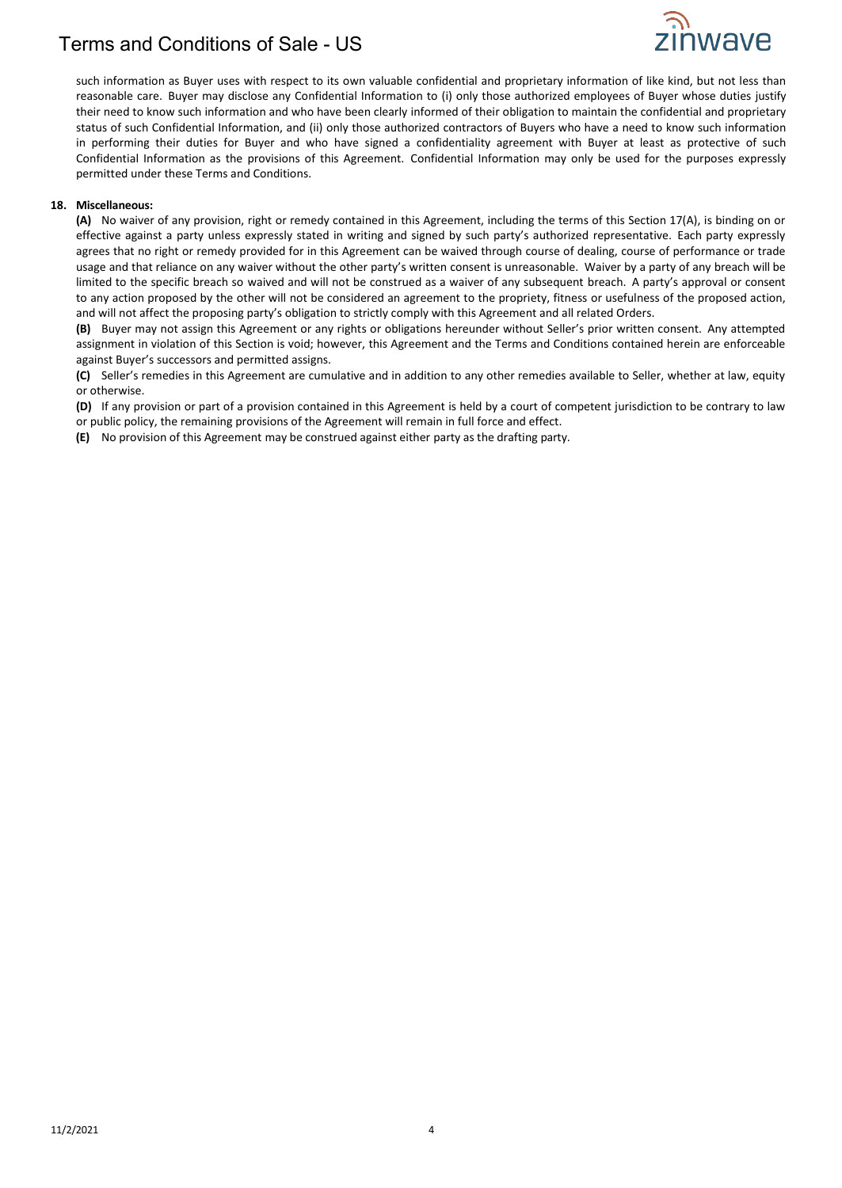such information as Buyer uses with respect to its own valuable confidential and proprietary information of like kind, but not less than reasonable care. Buyer may disclose any Confidential Information to (i) only those authorized employees of Buyer whose duties justify their need to know such information and who have been clearly informed of their obligation to maintain the confidential and proprietary status of such Confidential Information, and (ii) only those authorized contractors of Buyers who have a need to know such information in performing their duties for Buyer and who have signed a confidentiality agreement with Buyer at least as protective of such Confidential Information as the provisions of this Agreement. Confidential Information may only be used for the purposes expressly permitted under these Terms and Conditions.

**18. Miscellaneous:**

**(A)** No waiver of any provision, right or remedy contained in this Agreement, including the terms of this Section 17(A), is binding on or effective against a party unless expressly stated in writing and signed by such party's authorized representative. Each party expressly agrees that no right or remedy provided for in this Agreement can be waived through course of dealing, course of performance or trade usage and that reliance on any waiver without the other party's written consent is unreasonable. Waiver by a party of any breach will be limited to the specific breach so waived and will not be construed as a waiver of any subsequent breach. A party's approval or consent to any action proposed by the other will not be considered an agreement to the propriety, fitness or usefulness of the proposed action, and will not affect the proposing party's obligation to strictly comply with this Agreement and all related Orders.

**(B)** Buyer may not assign this Agreement or any rights or obligations hereunder without Seller's prior written consent. Any attempted assignment in violation of this Section is void; however, this Agreement and the Terms and Conditions contained herein are enforceable against Buyer's successors and permitted assigns.

**(C)** Seller's remedies in this Agreement are cumulative and in addition to any other remedies available to Seller, whether at law, equity or otherwise.

**(D)** If any provision or part of a provision contained in this Agreement is held by a court of competent jurisdiction to be contrary to law or public policy, the remaining provisions of the Agreement will remain in full force and effect.

**(E)** No provision of this Agreement may be construed against either party as the drafting party.